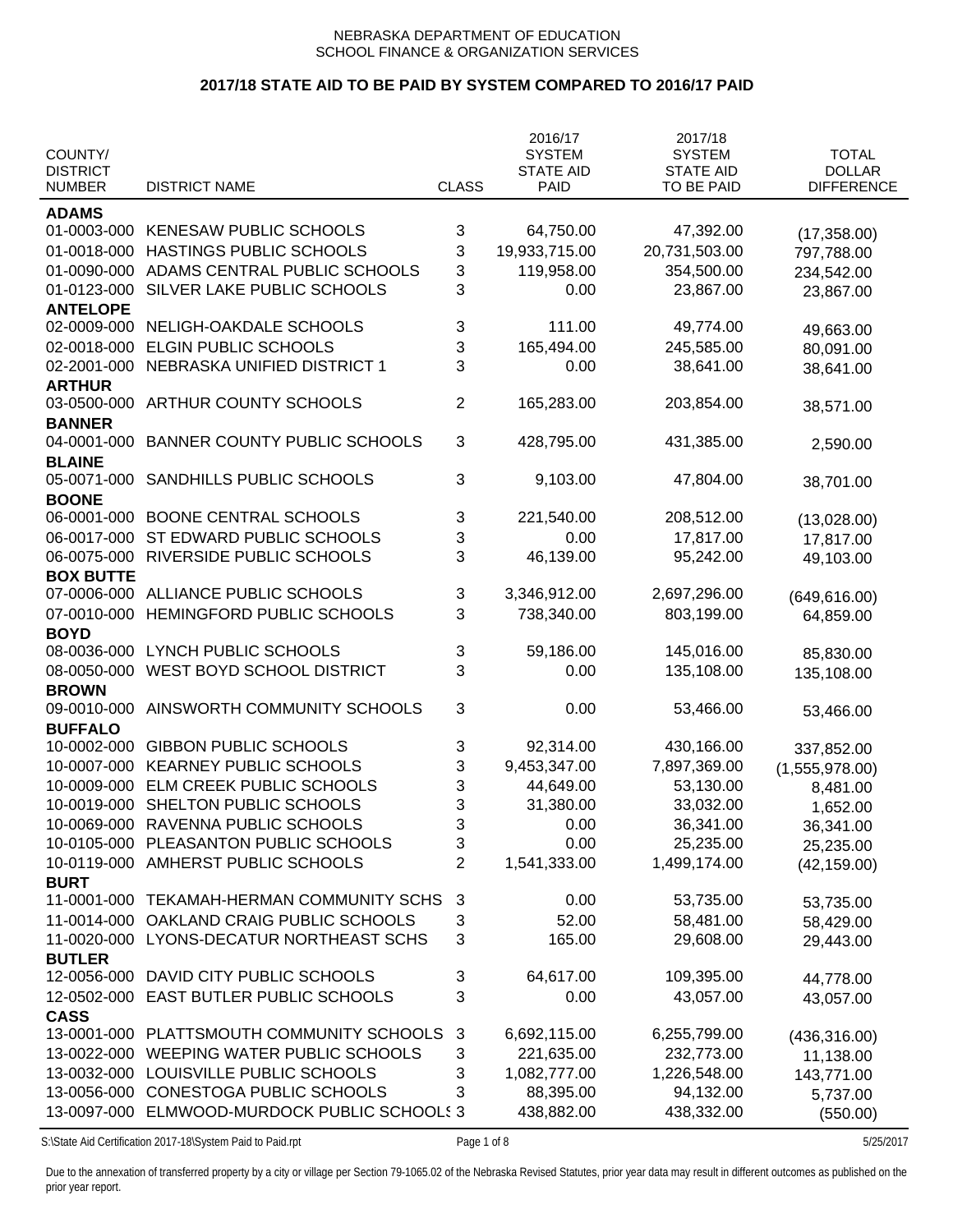NEBRASKA DEPARTMENT OF EDUCATION
SCHOOL FINANCE & ORGANIZATION SERVICES

## 2017/18 STATE AID TO BE PAID BY SYSTEM COMPARED TO 2016/17 PAID

| COUNTY/ DISTRICT NUMBER | DISTRICT NAME | CLASS | 2016/17 SYSTEM STATE AID PAID | 2017/18 SYSTEM STATE AID TO BE PAID | TOTAL DOLLAR DIFFERENCE |
|---|---|---|---|---|---|
| **ADAMS** | | | | | |
| 01-0003-000 | KENESAW PUBLIC SCHOOLS | 3 | 64,750.00 | 47,392.00 | (17,358.00) |
| 01-0018-000 | HASTINGS PUBLIC SCHOOLS | 3 | 19,933,715.00 | 20,731,503.00 | 797,788.00 |
| 01-0090-000 | ADAMS CENTRAL PUBLIC SCHOOLS | 3 | 119,958.00 | 354,500.00 | 234,542.00 |
| 01-0123-000 | SILVER LAKE PUBLIC SCHOOLS | 3 | 0.00 | 23,867.00 | 23,867.00 |
| **ANTELOPE** | | | | | |
| 02-0009-000 | NELIGH-OAKDALE SCHOOLS | 3 | 111.00 | 49,774.00 | 49,663.00 |
| 02-0018-000 | ELGIN PUBLIC SCHOOLS | 3 | 165,494.00 | 245,585.00 | 80,091.00 |
| 02-2001-000 | NEBRASKA UNIFIED DISTRICT 1 | 3 | 0.00 | 38,641.00 | 38,641.00 |
| **ARTHUR** | | | | | |
| 03-0500-000 | ARTHUR COUNTY SCHOOLS | 2 | 165,283.00 | 203,854.00 | 38,571.00 |
| **BANNER** | | | | | |
| 04-0001-000 | BANNER COUNTY PUBLIC SCHOOLS | 3 | 428,795.00 | 431,385.00 | 2,590.00 |
| **BLAINE** | | | | | |
| 05-0071-000 | SANDHILLS PUBLIC SCHOOLS | 3 | 9,103.00 | 47,804.00 | 38,701.00 |
| **BOONE** | | | | | |
| 06-0001-000 | BOONE CENTRAL SCHOOLS | 3 | 221,540.00 | 208,512.00 | (13,028.00) |
| 06-0017-000 | ST EDWARD PUBLIC SCHOOLS | 3 | 0.00 | 17,817.00 | 17,817.00 |
| 06-0075-000 | RIVERSIDE PUBLIC SCHOOLS | 3 | 46,139.00 | 95,242.00 | 49,103.00 |
| **BOX BUTTE** | | | | | |
| 07-0006-000 | ALLIANCE PUBLIC SCHOOLS | 3 | 3,346,912.00 | 2,697,296.00 | (649,616.00) |
| 07-0010-000 | HEMINGFORD PUBLIC SCHOOLS | 3 | 738,340.00 | 803,199.00 | 64,859.00 |
| **BOYD** | | | | | |
| 08-0036-000 | LYNCH PUBLIC SCHOOLS | 3 | 59,186.00 | 145,016.00 | 85,830.00 |
| 08-0050-000 | WEST BOYD SCHOOL DISTRICT | 3 | 0.00 | 135,108.00 | 135,108.00 |
| **BROWN** | | | | | |
| 09-0010-000 | AINSWORTH COMMUNITY SCHOOLS | 3 | 0.00 | 53,466.00 | 53,466.00 |
| **BUFFALO** | | | | | |
| 10-0002-000 | GIBBON PUBLIC SCHOOLS | 3 | 92,314.00 | 430,166.00 | 337,852.00 |
| 10-0007-000 | KEARNEY PUBLIC SCHOOLS | 3 | 9,453,347.00 | 7,897,369.00 | (1,555,978.00) |
| 10-0009-000 | ELM CREEK PUBLIC SCHOOLS | 3 | 44,649.00 | 53,130.00 | 8,481.00 |
| 10-0019-000 | SHELTON PUBLIC SCHOOLS | 3 | 31,380.00 | 33,032.00 | 1,652.00 |
| 10-0069-000 | RAVENNA PUBLIC SCHOOLS | 3 | 0.00 | 36,341.00 | 36,341.00 |
| 10-0105-000 | PLEASANTON PUBLIC SCHOOLS | 3 | 0.00 | 25,235.00 | 25,235.00 |
| 10-0119-000 | AMHERST PUBLIC SCHOOLS | 2 | 1,541,333.00 | 1,499,174.00 | (42,159.00) |
| **BURT** | | | | | |
| 11-0001-000 | TEKAMAH-HERMAN COMMUNITY SCHS | 3 | 0.00 | 53,735.00 | 53,735.00 |
| 11-0014-000 | OAKLAND CRAIG PUBLIC SCHOOLS | 3 | 52.00 | 58,481.00 | 58,429.00 |
| 11-0020-000 | LYONS-DECATUR NORTHEAST SCHS | 3 | 165.00 | 29,608.00 | 29,443.00 |
| **BUTLER** | | | | | |
| 12-0056-000 | DAVID CITY PUBLIC SCHOOLS | 3 | 64,617.00 | 109,395.00 | 44,778.00 |
| 12-0502-000 | EAST BUTLER PUBLIC SCHOOLS | 3 | 0.00 | 43,057.00 | 43,057.00 |
| **CASS** | | | | | |
| 13-0001-000 | PLATTSMOUTH COMMUNITY SCHOOLS | 3 | 6,692,115.00 | 6,255,799.00 | (436,316.00) |
| 13-0022-000 | WEEPING WATER PUBLIC SCHOOLS | 3 | 221,635.00 | 232,773.00 | 11,138.00 |
| 13-0032-000 | LOUISVILLE PUBLIC SCHOOLS | 3 | 1,082,777.00 | 1,226,548.00 | 143,771.00 |
| 13-0056-000 | CONESTOGA PUBLIC SCHOOLS | 3 | 88,395.00 | 94,132.00 | 5,737.00 |
| 13-0097-000 | ELMWOOD-MURDOCK PUBLIC SCHOOLS | 3 | 438,882.00 | 438,332.00 | (550.00) |

S:\State Aid Certification 2017-18\System Paid to Paid.rpt 5/25/2017

Due to the annexation of transferred property by a city or village per Section 79-1065.02 of the Nebraska Revised Statutes, prior year data may result in different outcomes as published on the prior year report.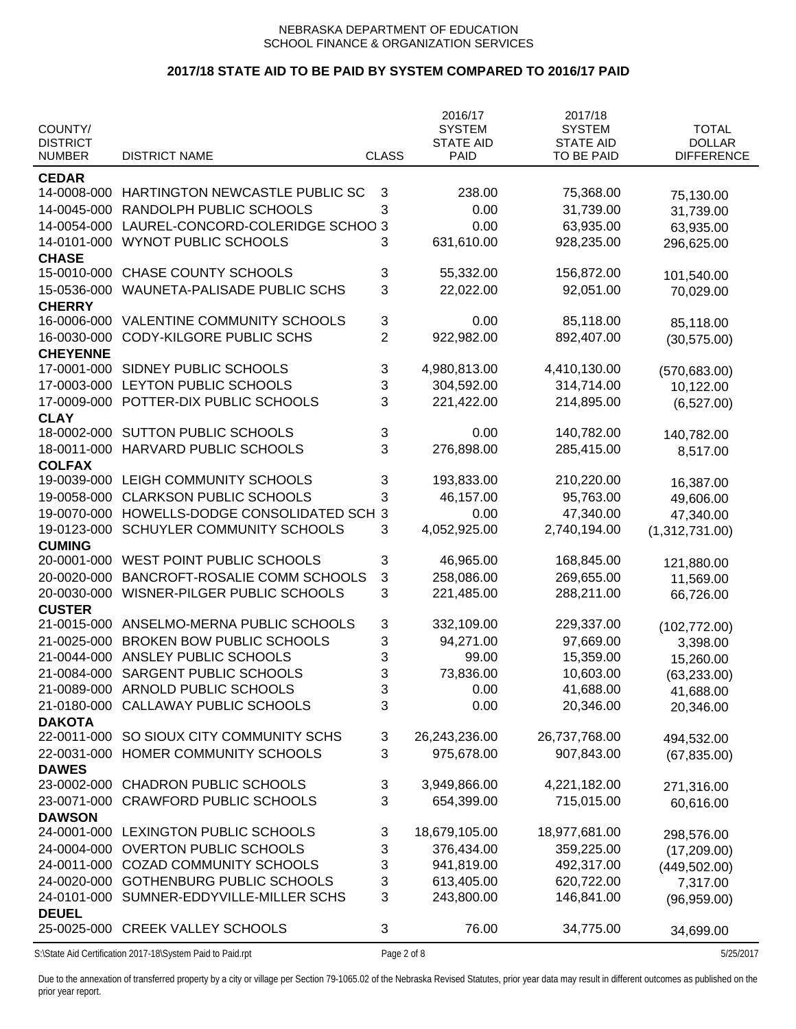NEBRASKA DEPARTMENT OF EDUCATION
SCHOOL FINANCE & ORGANIZATION SERVICES

## 2017/18 STATE AID TO BE PAID BY SYSTEM COMPARED TO 2016/17 PAID

| COUNTY/ DISTRICT NUMBER | DISTRICT NAME | CLASS | 2016/17 SYSTEM STATE AID PAID | 2017/18 SYSTEM STATE AID TO BE PAID | TOTAL DOLLAR DIFFERENCE |
|---|---|---|---|---|---|
| **CEDAR** | | | | | |
| 14-0008-000 | HARTINGTON NEWCASTLE PUBLIC SC | 3 | 238.00 | 75,368.00 | 75,130.00 |
| 14-0045-000 | RANDOLPH PUBLIC SCHOOLS | 3 | 0.00 | 31,739.00 | 31,739.00 |
| 14-0054-000 | LAUREL-CONCORD-COLERIDGE SCHOO | 3 | 0.00 | 63,935.00 | 63,935.00 |
| 14-0101-000 | WYNOT PUBLIC SCHOOLS | 3 | 631,610.00 | 928,235.00 | 296,625.00 |
| **CHASE** | | | | | |
| 15-0010-000 | CHASE COUNTY SCHOOLS | 3 | 55,332.00 | 156,872.00 | 101,540.00 |
| 15-0536-000 | WAUNETA-PALISADE PUBLIC SCHS | 3 | 22,022.00 | 92,051.00 | 70,029.00 |
| **CHERRY** | | | | | |
| 16-0006-000 | VALENTINE COMMUNITY SCHOOLS | 3 | 0.00 | 85,118.00 | 85,118.00 |
| 16-0030-000 | CODY-KILGORE PUBLIC SCHS | 2 | 922,982.00 | 892,407.00 | (30,575.00) |
| **CHEYENNE** | | | | | |
| 17-0001-000 | SIDNEY PUBLIC SCHOOLS | 3 | 4,980,813.00 | 4,410,130.00 | (570,683.00) |
| 17-0003-000 | LEYTON PUBLIC SCHOOLS | 3 | 304,592.00 | 314,714.00 | 10,122.00 |
| 17-0009-000 | POTTER-DIX PUBLIC SCHOOLS | 3 | 221,422.00 | 214,895.00 | (6,527.00) |
| **CLAY** | | | | | |
| 18-0002-000 | SUTTON PUBLIC SCHOOLS | 3 | 0.00 | 140,782.00 | 140,782.00 |
| 18-0011-000 | HARVARD PUBLIC SCHOOLS | 3 | 276,898.00 | 285,415.00 | 8,517.00 |
| **COLFAX** | | | | | |
| 19-0039-000 | LEIGH COMMUNITY SCHOOLS | 3 | 193,833.00 | 210,220.00 | 16,387.00 |
| 19-0058-000 | CLARKSON PUBLIC SCHOOLS | 3 | 46,157.00 | 95,763.00 | 49,606.00 |
| 19-0070-000 | HOWELLS-DODGE CONSOLIDATED SCH | 3 | 0.00 | 47,340.00 | 47,340.00 |
| 19-0123-000 | SCHUYLER COMMUNITY SCHOOLS | 3 | 4,052,925.00 | 2,740,194.00 | (1,312,731.00) |
| **CUMING** | | | | | |
| 20-0001-000 | WEST POINT PUBLIC SCHOOLS | 3 | 46,965.00 | 168,845.00 | 121,880.00 |
| 20-0020-000 | BANCROFT-ROSALIE COMM SCHOOLS | 3 | 258,086.00 | 269,655.00 | 11,569.00 |
| 20-0030-000 | WISNER-PILGER PUBLIC SCHOOLS | 3 | 221,485.00 | 288,211.00 | 66,726.00 |
| **CUSTER** | | | | | |
| 21-0015-000 | ANSELMO-MERNA PUBLIC SCHOOLS | 3 | 332,109.00 | 229,337.00 | (102,772.00) |
| 21-0025-000 | BROKEN BOW PUBLIC SCHOOLS | 3 | 94,271.00 | 97,669.00 | 3,398.00 |
| 21-0044-000 | ANSLEY PUBLIC SCHOOLS | 3 | 99.00 | 15,359.00 | 15,260.00 |
| 21-0084-000 | SARGENT PUBLIC SCHOOLS | 3 | 73,836.00 | 10,603.00 | (63,233.00) |
| 21-0089-000 | ARNOLD PUBLIC SCHOOLS | 3 | 0.00 | 41,688.00 | 41,688.00 |
| 21-0180-000 | CALLAWAY PUBLIC SCHOOLS | 3 | 0.00 | 20,346.00 | 20,346.00 |
| **DAKOTA** | | | | | |
| 22-0011-000 | SO SIOUX CITY COMMUNITY SCHS | 3 | 26,243,236.00 | 26,737,768.00 | 494,532.00 |
| 22-0031-000 | HOMER COMMUNITY SCHOOLS | 3 | 975,678.00 | 907,843.00 | (67,835.00) |
| **DAWES** | | | | | |
| 23-0002-000 | CHADRON PUBLIC SCHOOLS | 3 | 3,949,866.00 | 4,221,182.00 | 271,316.00 |
| 23-0071-000 | CRAWFORD PUBLIC SCHOOLS | 3 | 654,399.00 | 715,015.00 | 60,616.00 |
| **DAWSON** | | | | | |
| 24-0001-000 | LEXINGTON PUBLIC SCHOOLS | 3 | 18,679,105.00 | 18,977,681.00 | 298,576.00 |
| 24-0004-000 | OVERTON PUBLIC SCHOOLS | 3 | 376,434.00 | 359,225.00 | (17,209.00) |
| 24-0011-000 | COZAD COMMUNITY SCHOOLS | 3 | 941,819.00 | 492,317.00 | (449,502.00) |
| 24-0020-000 | GOTHENBURG PUBLIC SCHOOLS | 3 | 613,405.00 | 620,722.00 | 7,317.00 |
| 24-0101-000 | SUMNER-EDDYVILLE-MILLER SCHS | 3 | 243,800.00 | 146,841.00 | (96,959.00) |
| **DEUEL** | | | | | |
| 25-0025-000 | CREEK VALLEY SCHOOLS | 3 | 76.00 | 34,775.00 | 34,699.00 |

S:\State Aid Certification 2017-18\System Paid to Paid.rpt — 5/25/2017

Due to the annexation of transferred property by a city or village per Section 79-1065.02 of the Nebraska Revised Statutes, prior year data may result in different outcomes as published on the prior year report.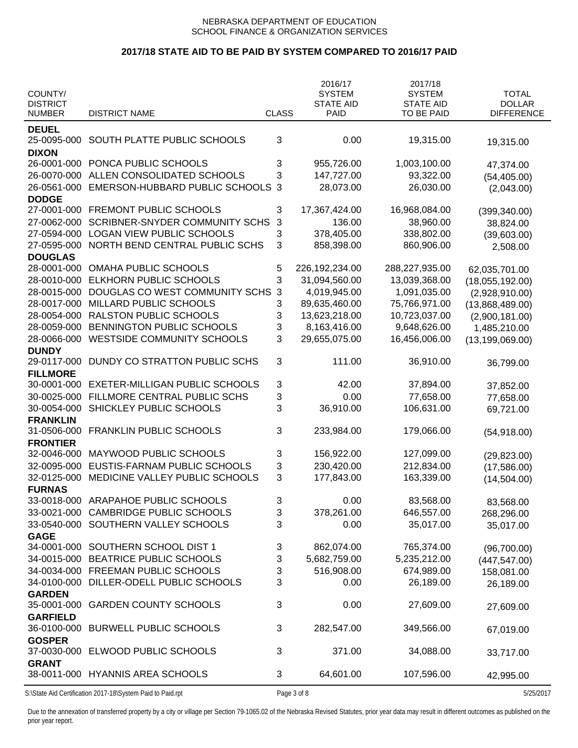NEBRASKA DEPARTMENT OF EDUCATION
SCHOOL FINANCE & ORGANIZATION SERVICES

## 2017/18 STATE AID TO BE PAID BY SYSTEM COMPARED TO 2016/17 PAID

| COUNTY/ DISTRICT NUMBER | DISTRICT NAME | CLASS | 2016/17 SYSTEM STATE AID PAID | 2017/18 SYSTEM STATE AID TO BE PAID | TOTAL DOLLAR DIFFERENCE |
|---|---|---|---|---|---|
| **DEUEL** | | | | | |
| 25-0095-000 | SOUTH PLATTE PUBLIC SCHOOLS | 3 | 0.00 | 19,315.00 | 19,315.00 |
| **DIXON** | | | | | |
| 26-0001-000 | PONCA PUBLIC SCHOOLS | 3 | 955,726.00 | 1,003,100.00 | 47,374.00 |
| 26-0070-000 | ALLEN CONSOLIDATED SCHOOLS | 3 | 147,727.00 | 93,322.00 | (54,405.00) |
| 26-0561-000 | EMERSON-HUBBARD PUBLIC SCHOOLS | 3 | 28,073.00 | 26,030.00 | (2,043.00) |
| **DODGE** | | | | | |
| 27-0001-000 | FREMONT PUBLIC SCHOOLS | 3 | 17,367,424.00 | 16,968,084.00 | (399,340.00) |
| 27-0062-000 | SCRIBNER-SNYDER COMMUNITY SCHS | 3 | 136.00 | 38,960.00 | 38,824.00 |
| 27-0594-000 | LOGAN VIEW PUBLIC SCHOOLS | 3 | 378,405.00 | 338,802.00 | (39,603.00) |
| 27-0595-000 | NORTH BEND CENTRAL PUBLIC SCHS | 3 | 858,398.00 | 860,906.00 | 2,508.00 |
| **DOUGLAS** | | | | | |
| 28-0001-000 | OMAHA PUBLIC SCHOOLS | 5 | 226,192,234.00 | 288,227,935.00 | 62,035,701.00 |
| 28-0010-000 | ELKHORN PUBLIC SCHOOLS | 3 | 31,094,560.00 | 13,039,368.00 | (18,055,192.00) |
| 28-0015-000 | DOUGLAS CO WEST COMMUNITY SCHS | 3 | 4,019,945.00 | 1,091,035.00 | (2,928,910.00) |
| 28-0017-000 | MILLARD PUBLIC SCHOOLS | 3 | 89,635,460.00 | 75,766,971.00 | (13,868,489.00) |
| 28-0054-000 | RALSTON PUBLIC SCHOOLS | 3 | 13,623,218.00 | 10,723,037.00 | (2,900,181.00) |
| 28-0059-000 | BENNINGTON PUBLIC SCHOOLS | 3 | 8,163,416.00 | 9,648,626.00 | 1,485,210.00 |
| 28-0066-000 | WESTSIDE COMMUNITY SCHOOLS | 3 | 29,655,075.00 | 16,456,006.00 | (13,199,069.00) |
| **DUNDY** | | | | | |
| 29-0117-000 | DUNDY CO STRATTON PUBLIC SCHS | 3 | 111.00 | 36,910.00 | 36,799.00 |
| **FILLMORE** | | | | | |
| 30-0001-000 | EXETER-MILLIGAN PUBLIC SCHOOLS | 3 | 42.00 | 37,894.00 | 37,852.00 |
| 30-0025-000 | FILLMORE CENTRAL PUBLIC SCHS | 3 | 0.00 | 77,658.00 | 77,658.00 |
| 30-0054-000 | SHICKLEY PUBLIC SCHOOLS | 3 | 36,910.00 | 106,631.00 | 69,721.00 |
| **FRANKLIN** | | | | | |
| 31-0506-000 | FRANKLIN PUBLIC SCHOOLS | 3 | 233,984.00 | 179,066.00 | (54,918.00) |
| **FRONTIER** | | | | | |
| 32-0046-000 | MAYWOOD PUBLIC SCHOOLS | 3 | 156,922.00 | 127,099.00 | (29,823.00) |
| 32-0095-000 | EUSTIS-FARNAM PUBLIC SCHOOLS | 3 | 230,420.00 | 212,834.00 | (17,586.00) |
| 32-0125-000 | MEDICINE VALLEY PUBLIC SCHOOLS | 3 | 177,843.00 | 163,339.00 | (14,504.00) |
| **FURNAS** | | | | | |
| 33-0018-000 | ARAPAHOE PUBLIC SCHOOLS | 3 | 0.00 | 83,568.00 | 83,568.00 |
| 33-0021-000 | CAMBRIDGE PUBLIC SCHOOLS | 3 | 378,261.00 | 646,557.00 | 268,296.00 |
| 33-0540-000 | SOUTHERN VALLEY SCHOOLS | 3 | 0.00 | 35,017.00 | 35,017.00 |
| **GAGE** | | | | | |
| 34-0001-000 | SOUTHERN SCHOOL DIST 1 | 3 | 862,074.00 | 765,374.00 | (96,700.00) |
| 34-0015-000 | BEATRICE PUBLIC SCHOOLS | 3 | 5,682,759.00 | 5,235,212.00 | (447,547.00) |
| 34-0034-000 | FREEMAN PUBLIC SCHOOLS | 3 | 516,908.00 | 674,989.00 | 158,081.00 |
| 34-0100-000 | DILLER-ODELL PUBLIC SCHOOLS | 3 | 0.00 | 26,189.00 | 26,189.00 |
| **GARDEN** | | | | | |
| 35-0001-000 | GARDEN COUNTY SCHOOLS | 3 | 0.00 | 27,609.00 | 27,609.00 |
| **GARFIELD** | | | | | |
| 36-0100-000 | BURWELL PUBLIC SCHOOLS | 3 | 282,547.00 | 349,566.00 | 67,019.00 |
| **GOSPER** | | | | | |
| 37-0030-000 | ELWOOD PUBLIC SCHOOLS | 3 | 371.00 | 34,088.00 | 33,717.00 |
| **GRANT** | | | | | |
| 38-0011-000 | HYANNIS AREA SCHOOLS | 3 | 64,601.00 | 107,596.00 | 42,995.00 |

Due to the annexation of transferred property by a city or village per Section 79-1065.02 of the Nebraska Revised Statutes, prior year data may result in different outcomes as published on the prior year report.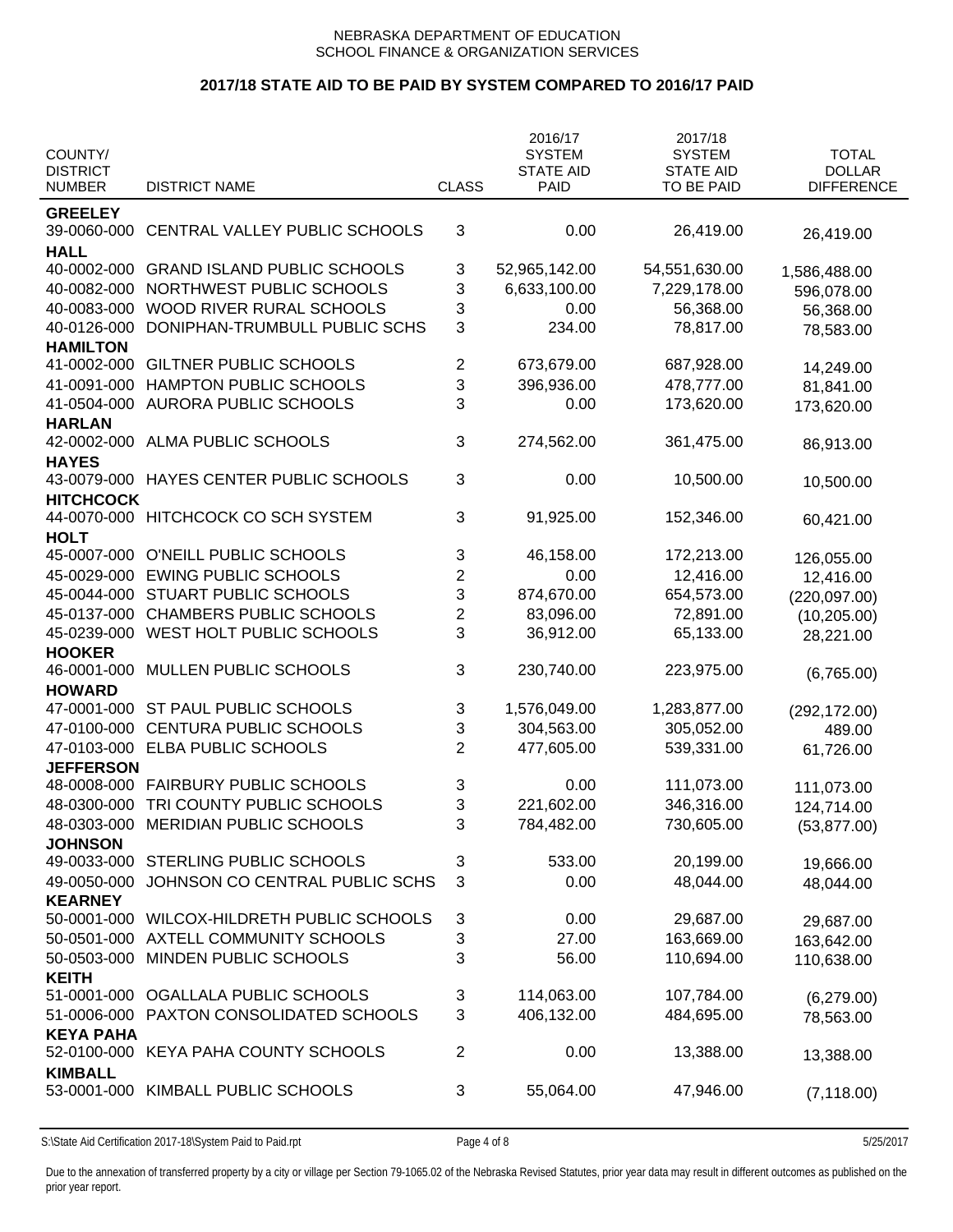NEBRASKA DEPARTMENT OF EDUCATION
SCHOOL FINANCE & ORGANIZATION SERVICES

## 2017/18 STATE AID TO BE PAID BY SYSTEM COMPARED TO 2016/17 PAID

| COUNTY/ DISTRICT NUMBER | DISTRICT NAME | CLASS | 2016/17 SYSTEM STATE AID PAID | 2017/18 SYSTEM STATE AID TO BE PAID | TOTAL DOLLAR DIFFERENCE |
|---|---|---|---|---|---|
| **GREELEY** | | | | | |
| 39-0060-000 | CENTRAL VALLEY PUBLIC SCHOOLS | 3 | 0.00 | 26,419.00 | 26,419.00 |
| **HALL** | | | | | |
| 40-0002-000 | GRAND ISLAND PUBLIC SCHOOLS | 3 | 52,965,142.00 | 54,551,630.00 | 1,586,488.00 |
| 40-0082-000 | NORTHWEST PUBLIC SCHOOLS | 3 | 6,633,100.00 | 7,229,178.00 | 596,078.00 |
| 40-0083-000 | WOOD RIVER RURAL SCHOOLS | 3 | 0.00 | 56,368.00 | 56,368.00 |
| 40-0126-000 | DONIPHAN-TRUMBULL PUBLIC SCHS | 3 | 234.00 | 78,817.00 | 78,583.00 |
| **HAMILTON** | | | | | |
| 41-0002-000 | GILTNER PUBLIC SCHOOLS | 2 | 673,679.00 | 687,928.00 | 14,249.00 |
| 41-0091-000 | HAMPTON PUBLIC SCHOOLS | 3 | 396,936.00 | 478,777.00 | 81,841.00 |
| 41-0504-000 | AURORA PUBLIC SCHOOLS | 3 | 0.00 | 173,620.00 | 173,620.00 |
| **HARLAN** | | | | | |
| 42-0002-000 | ALMA PUBLIC SCHOOLS | 3 | 274,562.00 | 361,475.00 | 86,913.00 |
| **HAYES** | | | | | |
| 43-0079-000 | HAYES CENTER PUBLIC SCHOOLS | 3 | 0.00 | 10,500.00 | 10,500.00 |
| **HITCHCOCK** | | | | | |
| 44-0070-000 | HITCHCOCK CO SCH SYSTEM | 3 | 91,925.00 | 152,346.00 | 60,421.00 |
| **HOLT** | | | | | |
| 45-0007-000 | O'NEILL PUBLIC SCHOOLS | 3 | 46,158.00 | 172,213.00 | 126,055.00 |
| 45-0029-000 | EWING PUBLIC SCHOOLS | 2 | 0.00 | 12,416.00 | 12,416.00 |
| 45-0044-000 | STUART PUBLIC SCHOOLS | 3 | 874,670.00 | 654,573.00 | (220,097.00) |
| 45-0137-000 | CHAMBERS PUBLIC SCHOOLS | 2 | 83,096.00 | 72,891.00 | (10,205.00) |
| 45-0239-000 | WEST HOLT PUBLIC SCHOOLS | 3 | 36,912.00 | 65,133.00 | 28,221.00 |
| **HOOKER** | | | | | |
| 46-0001-000 | MULLEN PUBLIC SCHOOLS | 3 | 230,740.00 | 223,975.00 | (6,765.00) |
| **HOWARD** | | | | | |
| 47-0001-000 | ST PAUL PUBLIC SCHOOLS | 3 | 1,576,049.00 | 1,283,877.00 | (292,172.00) |
| 47-0100-000 | CENTURA PUBLIC SCHOOLS | 3 | 304,563.00 | 305,052.00 | 489.00 |
| 47-0103-000 | ELBA PUBLIC SCHOOLS | 2 | 477,605.00 | 539,331.00 | 61,726.00 |
| **JEFFERSON** | | | | | |
| 48-0008-000 | FAIRBURY PUBLIC SCHOOLS | 3 | 0.00 | 111,073.00 | 111,073.00 |
| 48-0300-000 | TRI COUNTY PUBLIC SCHOOLS | 3 | 221,602.00 | 346,316.00 | 124,714.00 |
| 48-0303-000 | MERIDIAN PUBLIC SCHOOLS | 3 | 784,482.00 | 730,605.00 | (53,877.00) |
| **JOHNSON** | | | | | |
| 49-0033-000 | STERLING PUBLIC SCHOOLS | 3 | 533.00 | 20,199.00 | 19,666.00 |
| 49-0050-000 | JOHNSON CO CENTRAL PUBLIC SCHS | 3 | 0.00 | 48,044.00 | 48,044.00 |
| **KEARNEY** | | | | | |
| 50-0001-000 | WILCOX-HILDRETH PUBLIC SCHOOLS | 3 | 0.00 | 29,687.00 | 29,687.00 |
| 50-0501-000 | AXTELL COMMUNITY SCHOOLS | 3 | 27.00 | 163,669.00 | 163,642.00 |
| 50-0503-000 | MINDEN PUBLIC SCHOOLS | 3 | 56.00 | 110,694.00 | 110,638.00 |
| **KEITH** | | | | | |
| 51-0001-000 | OGALLALA PUBLIC SCHOOLS | 3 | 114,063.00 | 107,784.00 | (6,279.00) |
| 51-0006-000 | PAXTON CONSOLIDATED SCHOOLS | 3 | 406,132.00 | 484,695.00 | 78,563.00 |
| **KEYA PAHA** | | | | | |
| 52-0100-000 | KEYA PAHA COUNTY SCHOOLS | 2 | 0.00 | 13,388.00 | 13,388.00 |
| **KIMBALL** | | | | | |
| 53-0001-000 | KIMBALL PUBLIC SCHOOLS | 3 | 55,064.00 | 47,946.00 | (7,118.00) |

S:\State Aid Certification 2017-18\System Paid to Paid.rpt 5/25/2017

Due to the annexation of transferred property by a city or village per Section 79-1065.02 of the Nebraska Revised Statutes, prior year data may result in different outcomes as published on the prior year report.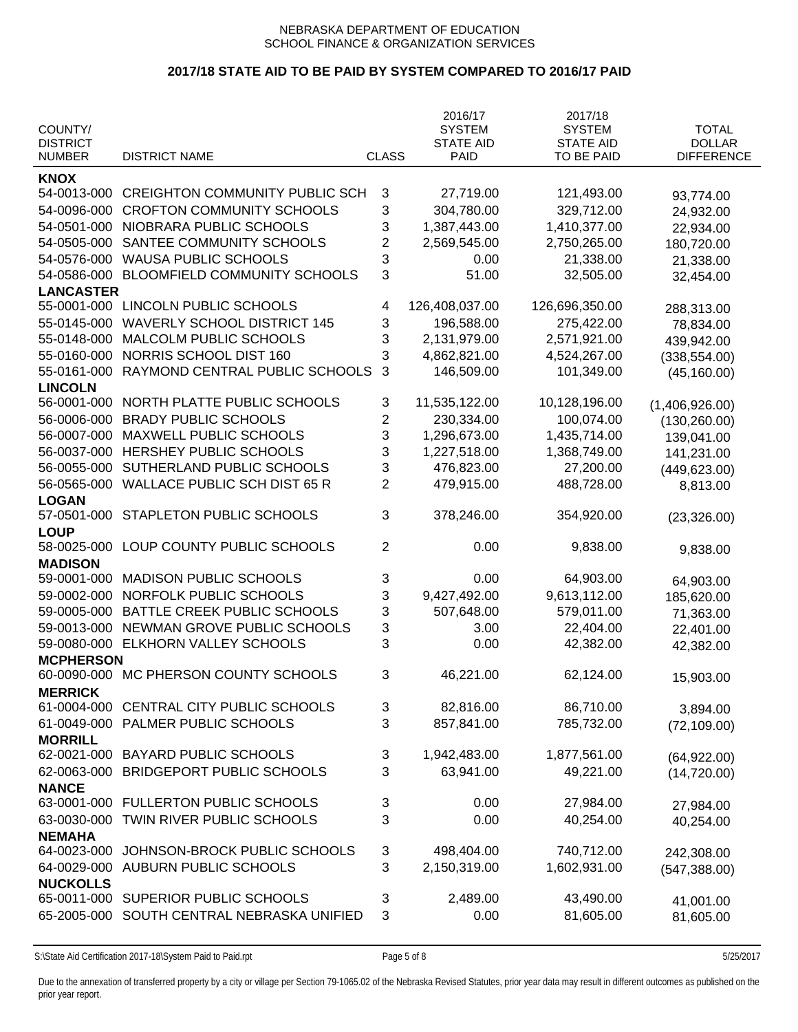NEBRASKA DEPARTMENT OF EDUCATION
SCHOOL FINANCE & ORGANIZATION SERVICES

## 2017/18 STATE AID TO BE PAID BY SYSTEM COMPARED TO 2016/17 PAID

| COUNTY/ DISTRICT NUMBER | DISTRICT NAME | CLASS | 2016/17 SYSTEM STATE AID PAID | 2017/18 SYSTEM STATE AID TO BE PAID | TOTAL DOLLAR DIFFERENCE |
|---|---|---|---|---|---|
| **KNOX** | | | | | |
| 54-0013-000 | CREIGHTON COMMUNITY PUBLIC SCH | 3 | 27,719.00 | 121,493.00 | 93,774.00 |
| 54-0096-000 | CROFTON COMMUNITY SCHOOLS | 3 | 304,780.00 | 329,712.00 | 24,932.00 |
| 54-0501-000 | NIOBRARA PUBLIC SCHOOLS | 3 | 1,387,443.00 | 1,410,377.00 | 22,934.00 |
| 54-0505-000 | SANTEE COMMUNITY SCHOOLS | 2 | 2,569,545.00 | 2,750,265.00 | 180,720.00 |
| 54-0576-000 | WAUSA PUBLIC SCHOOLS | 3 | 0.00 | 21,338.00 | 21,338.00 |
| 54-0586-000 | BLOOMFIELD COMMUNITY SCHOOLS | 3 | 51.00 | 32,505.00 | 32,454.00 |
| **LANCASTER** | | | | | |
| 55-0001-000 | LINCOLN PUBLIC SCHOOLS | 4 | 126,408,037.00 | 126,696,350.00 | 288,313.00 |
| 55-0145-000 | WAVERLY SCHOOL DISTRICT 145 | 3 | 196,588.00 | 275,422.00 | 78,834.00 |
| 55-0148-000 | MALCOLM PUBLIC SCHOOLS | 3 | 2,131,979.00 | 2,571,921.00 | 439,942.00 |
| 55-0160-000 | NORRIS SCHOOL DIST 160 | 3 | 4,862,821.00 | 4,524,267.00 | (338,554.00) |
| 55-0161-000 | RAYMOND CENTRAL PUBLIC SCHOOLS | 3 | 146,509.00 | 101,349.00 | (45,160.00) |
| **LINCOLN** | | | | | |
| 56-0001-000 | NORTH PLATTE PUBLIC SCHOOLS | 3 | 11,535,122.00 | 10,128,196.00 | (1,406,926.00) |
| 56-0006-000 | BRADY PUBLIC SCHOOLS | 2 | 230,334.00 | 100,074.00 | (130,260.00) |
| 56-0007-000 | MAXWELL PUBLIC SCHOOLS | 3 | 1,296,673.00 | 1,435,714.00 | 139,041.00 |
| 56-0037-000 | HERSHEY PUBLIC SCHOOLS | 3 | 1,227,518.00 | 1,368,749.00 | 141,231.00 |
| 56-0055-000 | SUTHERLAND PUBLIC SCHOOLS | 3 | 476,823.00 | 27,200.00 | (449,623.00) |
| 56-0565-000 | WALLACE PUBLIC SCH DIST 65 R | 2 | 479,915.00 | 488,728.00 | 8,813.00 |
| **LOGAN** | | | | | |
| 57-0501-000 | STAPLETON PUBLIC SCHOOLS | 3 | 378,246.00 | 354,920.00 | (23,326.00) |
| **LOUP** | | | | | |
| 58-0025-000 | LOUP COUNTY PUBLIC SCHOOLS | 2 | 0.00 | 9,838.00 | 9,838.00 |
| **MADISON** | | | | | |
| 59-0001-000 | MADISON PUBLIC SCHOOLS | 3 | 0.00 | 64,903.00 | 64,903.00 |
| 59-0002-000 | NORFOLK PUBLIC SCHOOLS | 3 | 9,427,492.00 | 9,613,112.00 | 185,620.00 |
| 59-0005-000 | BATTLE CREEK PUBLIC SCHOOLS | 3 | 507,648.00 | 579,011.00 | 71,363.00 |
| 59-0013-000 | NEWMAN GROVE PUBLIC SCHOOLS | 3 | 3.00 | 22,404.00 | 22,401.00 |
| 59-0080-000 | ELKHORN VALLEY SCHOOLS | 3 | 0.00 | 42,382.00 | 42,382.00 |
| **MCPHERSON** | | | | | |
| 60-0090-000 | MC PHERSON COUNTY SCHOOLS | 3 | 46,221.00 | 62,124.00 | 15,903.00 |
| **MERRICK** | | | | | |
| 61-0004-000 | CENTRAL CITY PUBLIC SCHOOLS | 3 | 82,816.00 | 86,710.00 | 3,894.00 |
| 61-0049-000 | PALMER PUBLIC SCHOOLS | 3 | 857,841.00 | 785,732.00 | (72,109.00) |
| **MORRILL** | | | | | |
| 62-0021-000 | BAYARD PUBLIC SCHOOLS | 3 | 1,942,483.00 | 1,877,561.00 | (64,922.00) |
| 62-0063-000 | BRIDGEPORT PUBLIC SCHOOLS | 3 | 63,941.00 | 49,221.00 | (14,720.00) |
| **NANCE** | | | | | |
| 63-0001-000 | FULLERTON PUBLIC SCHOOLS | 3 | 0.00 | 27,984.00 | 27,984.00 |
| 63-0030-000 | TWIN RIVER PUBLIC SCHOOLS | 3 | 0.00 | 40,254.00 | 40,254.00 |
| **NEMAHA** | | | | | |
| 64-0023-000 | JOHNSON-BROCK PUBLIC SCHOOLS | 3 | 498,404.00 | 740,712.00 | 242,308.00 |
| 64-0029-000 | AUBURN PUBLIC SCHOOLS | 3 | 2,150,319.00 | 1,602,931.00 | (547,388.00) |
| **NUCKOLLS** | | | | | |
| 65-0011-000 | SUPERIOR PUBLIC SCHOOLS | 3 | 2,489.00 | 43,490.00 | 41,001.00 |
| 65-2005-000 | SOUTH CENTRAL NEBRASKA UNIFIED | 3 | 0.00 | 81,605.00 | 81,605.00 |

S:\State Aid Certification 2017-18\System Paid to Paid.rpt — 5/25/2017

Due to the annexation of transferred property by a city or village per Section 79-1065.02 of the Nebraska Revised Statutes, prior year data may result in different outcomes as published on the prior year report.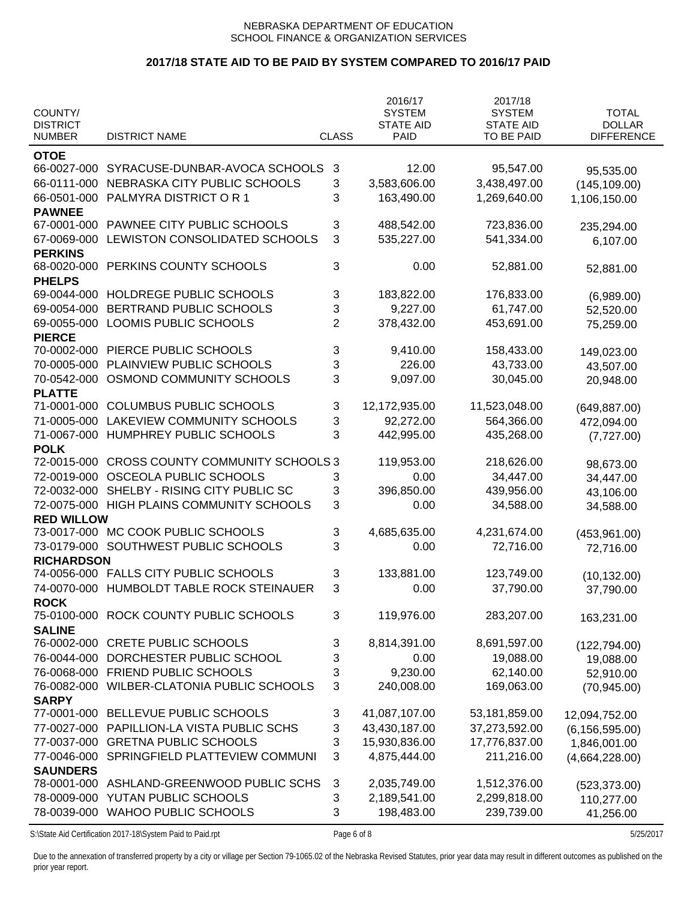NEBRASKA DEPARTMENT OF EDUCATION
SCHOOL FINANCE & ORGANIZATION SERVICES

## 2017/18 STATE AID TO BE PAID BY SYSTEM COMPARED TO 2016/17 PAID

| COUNTY/ DISTRICT NUMBER | DISTRICT NAME | CLASS | 2016/17 SYSTEM STATE AID PAID | 2017/18 SYSTEM STATE AID TO BE PAID | TOTAL DOLLAR DIFFERENCE |
|---|---|---|---|---|---|
| **OTOE** | | | | | |
| 66-0027-000 | SYRACUSE-DUNBAR-AVOCA SCHOOLS | 3 | 12.00 | 95,547.00 | 95,535.00 |
| 66-0111-000 | NEBRASKA CITY PUBLIC SCHOOLS | 3 | 3,583,606.00 | 3,438,497.00 | (145,109.00) |
| 66-0501-000 | PALMYRA DISTRICT O R 1 | 3 | 163,490.00 | 1,269,640.00 | 1,106,150.00 |
| **PAWNEE** | | | | | |
| 67-0001-000 | PAWNEE CITY PUBLIC SCHOOLS | 3 | 488,542.00 | 723,836.00 | 235,294.00 |
| 67-0069-000 | LEWISTON CONSOLIDATED SCHOOLS | 3 | 535,227.00 | 541,334.00 | 6,107.00 |
| **PERKINS** | | | | | |
| 68-0020-000 | PERKINS COUNTY SCHOOLS | 3 | 0.00 | 52,881.00 | 52,881.00 |
| **PHELPS** | | | | | |
| 69-0044-000 | HOLDREGE PUBLIC SCHOOLS | 3 | 183,822.00 | 176,833.00 | (6,989.00) |
| 69-0054-000 | BERTRAND PUBLIC SCHOOLS | 3 | 9,227.00 | 61,747.00 | 52,520.00 |
| 69-0055-000 | LOOMIS PUBLIC SCHOOLS | 2 | 378,432.00 | 453,691.00 | 75,259.00 |
| **PIERCE** | | | | | |
| 70-0002-000 | PIERCE PUBLIC SCHOOLS | 3 | 9,410.00 | 158,433.00 | 149,023.00 |
| 70-0005-000 | PLAINVIEW PUBLIC SCHOOLS | 3 | 226.00 | 43,733.00 | 43,507.00 |
| 70-0542-000 | OSMOND COMMUNITY SCHOOLS | 3 | 9,097.00 | 30,045.00 | 20,948.00 |
| **PLATTE** | | | | | |
| 71-0001-000 | COLUMBUS PUBLIC SCHOOLS | 3 | 12,172,935.00 | 11,523,048.00 | (649,887.00) |
| 71-0005-000 | LAKEVIEW COMMUNITY SCHOOLS | 3 | 92,272.00 | 564,366.00 | 472,094.00 |
| 71-0067-000 | HUMPHREY PUBLIC SCHOOLS | 3 | 442,995.00 | 435,268.00 | (7,727.00) |
| **POLK** | | | | | |
| 72-0015-000 | CROSS COUNTY COMMUNITY SCHOOLS | 3 | 119,953.00 | 218,626.00 | 98,673.00 |
| 72-0019-000 | OSCEOLA PUBLIC SCHOOLS | 3 | 0.00 | 34,447.00 | 34,447.00 |
| 72-0032-000 | SHELBY - RISING CITY PUBLIC SC | 3 | 396,850.00 | 439,956.00 | 43,106.00 |
| 72-0075-000 | HIGH PLAINS COMMUNITY SCHOOLS | 3 | 0.00 | 34,588.00 | 34,588.00 |
| **RED WILLOW** | | | | | |
| 73-0017-000 | MC COOK PUBLIC SCHOOLS | 3 | 4,685,635.00 | 4,231,674.00 | (453,961.00) |
| 73-0179-000 | SOUTHWEST PUBLIC SCHOOLS | 3 | 0.00 | 72,716.00 | 72,716.00 |
| **RICHARDSON** | | | | | |
| 74-0056-000 | FALLS CITY PUBLIC SCHOOLS | 3 | 133,881.00 | 123,749.00 | (10,132.00) |
| 74-0070-000 | HUMBOLDT TABLE ROCK STEINAUER | 3 | 0.00 | 37,790.00 | 37,790.00 |
| **ROCK** | | | | | |
| 75-0100-000 | ROCK COUNTY PUBLIC SCHOOLS | 3 | 119,976.00 | 283,207.00 | 163,231.00 |
| **SALINE** | | | | | |
| 76-0002-000 | CRETE PUBLIC SCHOOLS | 3 | 8,814,391.00 | 8,691,597.00 | (122,794.00) |
| 76-0044-000 | DORCHESTER PUBLIC SCHOOL | 3 | 0.00 | 19,088.00 | 19,088.00 |
| 76-0068-000 | FRIEND PUBLIC SCHOOLS | 3 | 9,230.00 | 62,140.00 | 52,910.00 |
| 76-0082-000 | WILBER-CLATONIA PUBLIC SCHOOLS | 3 | 240,008.00 | 169,063.00 | (70,945.00) |
| **SARPY** | | | | | |
| 77-0001-000 | BELLEVUE PUBLIC SCHOOLS | 3 | 41,087,107.00 | 53,181,859.00 | 12,094,752.00 |
| 77-0027-000 | PAPILLION-LA VISTA PUBLIC SCHS | 3 | 43,430,187.00 | 37,273,592.00 | (6,156,595.00) |
| 77-0037-000 | GRETNA PUBLIC SCHOOLS | 3 | 15,930,836.00 | 17,776,837.00 | 1,846,001.00 |
| 77-0046-000 | SPRINGFIELD PLATTEVIEW COMMUNI | 3 | 4,875,444.00 | 211,216.00 | (4,664,228.00) |
| **SAUNDERS** | | | | | |
| 78-0001-000 | ASHLAND-GREENWOOD PUBLIC SCHS | 3 | 2,035,749.00 | 1,512,376.00 | (523,373.00) |
| 78-0009-000 | YUTAN PUBLIC SCHOOLS | 3 | 2,189,541.00 | 2,299,818.00 | 110,277.00 |
| 78-0039-000 | WAHOO PUBLIC SCHOOLS | 3 | 198,483.00 | 239,739.00 | 41,256.00 |

S:\State Aid Certification 2017-18\System Paid to Paid.rpt 5/25/2017

Due to the annexation of transferred property by a city or village per Section 79-1065.02 of the Nebraska Revised Statutes, prior year data may result in different outcomes as published on the prior year report.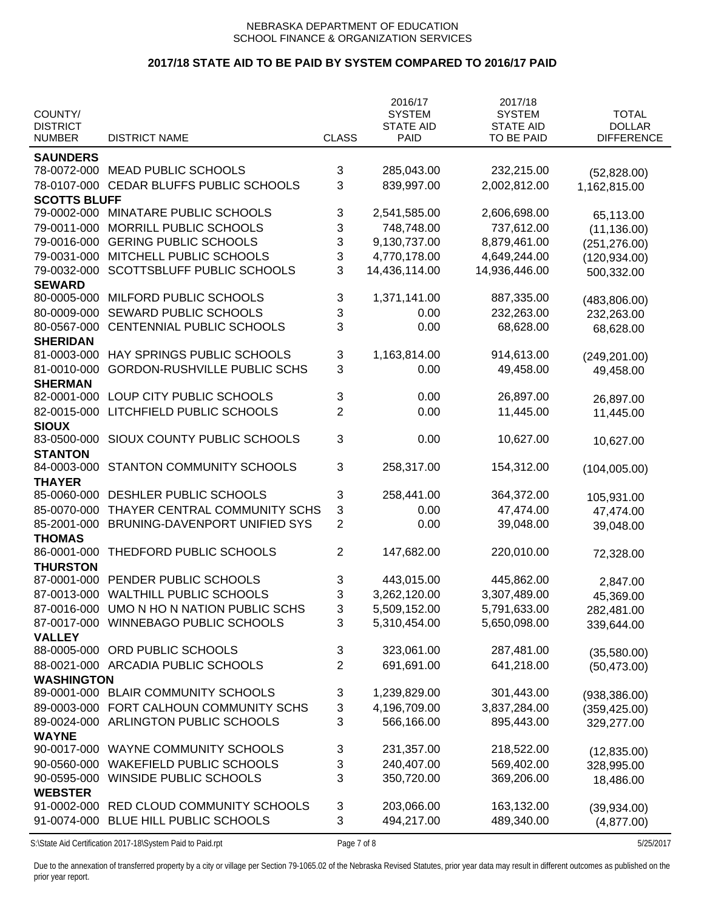NEBRASKA DEPARTMENT OF EDUCATION
SCHOOL FINANCE & ORGANIZATION SERVICES

## 2017/18 STATE AID TO BE PAID BY SYSTEM COMPARED TO 2016/17 PAID

| COUNTY/ DISTRICT NUMBER | DISTRICT NAME | CLASS | 2016/17 SYSTEM STATE AID PAID | 2017/18 SYSTEM STATE AID TO BE PAID | TOTAL DOLLAR DIFFERENCE |
|---|---|---|---|---|---|
| **SAUNDERS** | | | | | |
| 78-0072-000 | MEAD PUBLIC SCHOOLS | 3 | 285,043.00 | 232,215.00 | (52,828.00) |
| 78-0107-000 | CEDAR BLUFFS PUBLIC SCHOOLS | 3 | 839,997.00 | 2,002,812.00 | 1,162,815.00 |
| **SCOTTS BLUFF** | | | | | |
| 79-0002-000 | MINATARE PUBLIC SCHOOLS | 3 | 2,541,585.00 | 2,606,698.00 | 65,113.00 |
| 79-0011-000 | MORRILL PUBLIC SCHOOLS | 3 | 748,748.00 | 737,612.00 | (11,136.00) |
| 79-0016-000 | GERING PUBLIC SCHOOLS | 3 | 9,130,737.00 | 8,879,461.00 | (251,276.00) |
| 79-0031-000 | MITCHELL PUBLIC SCHOOLS | 3 | 4,770,178.00 | 4,649,244.00 | (120,934.00) |
| 79-0032-000 | SCOTTSBLUFF PUBLIC SCHOOLS | 3 | 14,436,114.00 | 14,936,446.00 | 500,332.00 |
| **SEWARD** | | | | | |
| 80-0005-000 | MILFORD PUBLIC SCHOOLS | 3 | 1,371,141.00 | 887,335.00 | (483,806.00) |
| 80-0009-000 | SEWARD PUBLIC SCHOOLS | 3 | 0.00 | 232,263.00 | 232,263.00 |
| 80-0567-000 | CENTENNIAL PUBLIC SCHOOLS | 3 | 0.00 | 68,628.00 | 68,628.00 |
| **SHERIDAN** | | | | | |
| 81-0003-000 | HAY SPRINGS PUBLIC SCHOOLS | 3 | 1,163,814.00 | 914,613.00 | (249,201.00) |
| 81-0010-000 | GORDON-RUSHVILLE PUBLIC SCHS | 3 | 0.00 | 49,458.00 | 49,458.00 |
| **SHERMAN** | | | | | |
| 82-0001-000 | LOUP CITY PUBLIC SCHOOLS | 3 | 0.00 | 26,897.00 | 26,897.00 |
| 82-0015-000 | LITCHFIELD PUBLIC SCHOOLS | 2 | 0.00 | 11,445.00 | 11,445.00 |
| **SIOUX** | | | | | |
| 83-0500-000 | SIOUX COUNTY PUBLIC SCHOOLS | 3 | 0.00 | 10,627.00 | 10,627.00 |
| **STANTON** | | | | | |
| 84-0003-000 | STANTON COMMUNITY SCHOOLS | 3 | 258,317.00 | 154,312.00 | (104,005.00) |
| **THAYER** | | | | | |
| 85-0060-000 | DESHLER PUBLIC SCHOOLS | 3 | 258,441.00 | 364,372.00 | 105,931.00 |
| 85-0070-000 | THAYER CENTRAL COMMUNITY SCHS | 3 | 0.00 | 47,474.00 | 47,474.00 |
| 85-2001-000 | BRUNING-DAVENPORT UNIFIED SYS | 2 | 0.00 | 39,048.00 | 39,048.00 |
| **THOMAS** | | | | | |
| 86-0001-000 | THEDFORD PUBLIC SCHOOLS | 2 | 147,682.00 | 220,010.00 | 72,328.00 |
| **THURSTON** | | | | | |
| 87-0001-000 | PENDER PUBLIC SCHOOLS | 3 | 443,015.00 | 445,862.00 | 2,847.00 |
| 87-0013-000 | WALTHILL PUBLIC SCHOOLS | 3 | 3,262,120.00 | 3,307,489.00 | 45,369.00 |
| 87-0016-000 | UMO N HO N NATION PUBLIC SCHS | 3 | 5,509,152.00 | 5,791,633.00 | 282,481.00 |
| 87-0017-000 | WINNEBAGO PUBLIC SCHOOLS | 3 | 5,310,454.00 | 5,650,098.00 | 339,644.00 |
| **VALLEY** | | | | | |
| 88-0005-000 | ORD PUBLIC SCHOOLS | 3 | 323,061.00 | 287,481.00 | (35,580.00) |
| 88-0021-000 | ARCADIA PUBLIC SCHOOLS | 2 | 691,691.00 | 641,218.00 | (50,473.00) |
| **WASHINGTON** | | | | | |
| 89-0001-000 | BLAIR COMMUNITY SCHOOLS | 3 | 1,239,829.00 | 301,443.00 | (938,386.00) |
| 89-0003-000 | FORT CALHOUN COMMUNITY SCHS | 3 | 4,196,709.00 | 3,837,284.00 | (359,425.00) |
| 89-0024-000 | ARLINGTON PUBLIC SCHOOLS | 3 | 566,166.00 | 895,443.00 | 329,277.00 |
| **WAYNE** | | | | | |
| 90-0017-000 | WAYNE COMMUNITY SCHOOLS | 3 | 231,357.00 | 218,522.00 | (12,835.00) |
| 90-0560-000 | WAKEFIELD PUBLIC SCHOOLS | 3 | 240,407.00 | 569,402.00 | 328,995.00 |
| 90-0595-000 | WINSIDE PUBLIC SCHOOLS | 3 | 350,720.00 | 369,206.00 | 18,486.00 |
| **WEBSTER** | | | | | |
| 91-0002-000 | RED CLOUD COMMUNITY SCHOOLS | 3 | 203,066.00 | 163,132.00 | (39,934.00) |
| 91-0074-000 | BLUE HILL PUBLIC SCHOOLS | 3 | 494,217.00 | 489,340.00 | (4,877.00) |

Due to the annexation of transferred property by a city or village per Section 79-1065.02 of the Nebraska Revised Statutes, prior year data may result in different outcomes as published on the prior year report.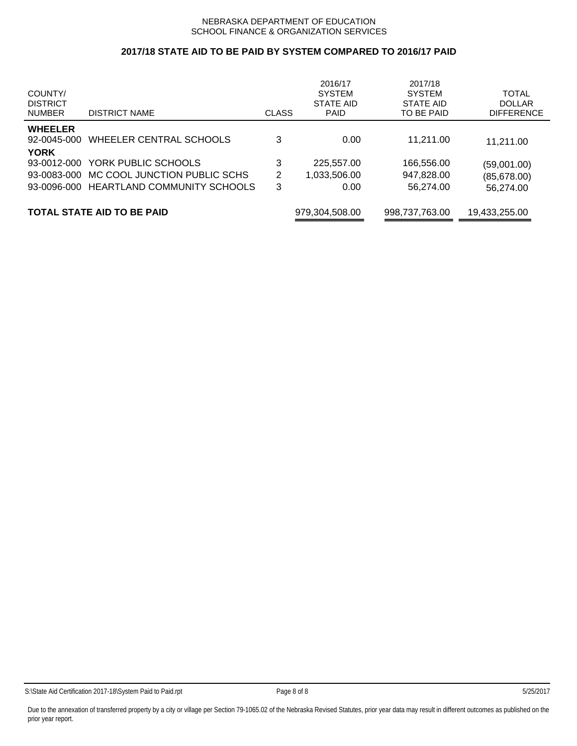NEBRASKA DEPARTMENT OF EDUCATION
SCHOOL FINANCE & ORGANIZATION SERVICES

## 2017/18 STATE AID TO BE PAID BY SYSTEM COMPARED TO 2016/17 PAID

| COUNTY/ DISTRICT NUMBER | DISTRICT NAME | CLASS | 2016/17 SYSTEM STATE AID PAID | 2017/18 SYSTEM STATE AID TO BE PAID | TOTAL DOLLAR DIFFERENCE |
|---|---|---|---|---|---|
| **WHEELER** | | | | | |
| 92-0045-000 | WHEELER CENTRAL SCHOOLS | 3 | 0.00 | 11,211.00 | 11,211.00 |
| **YORK** | | | | | |
| 93-0012-000 | YORK PUBLIC SCHOOLS | 3 | 225,557.00 | 166,556.00 | (59,001.00) |
| 93-0083-000 | MC COOL JUNCTION PUBLIC SCHS | 2 | 1,033,506.00 | 947,828.00 | (85,678.00) |
| 93-0096-000 | HEARTLAND COMMUNITY SCHOOLS | 3 | 0.00 | 56,274.00 | 56,274.00 |
| **TOTAL STATE AID TO BE PAID** | | | 979,304,508.00 | 998,737,763.00 | 19,433,255.00 |

S:\State Aid Certification 2017-18\System Paid to Paid.rpt 5/25/2017

Due to the annexation of transferred property by a city or village per Section 79-1065.02 of the Nebraska Revised Statutes, prior year data may result in different outcomes as published on the prior year report.